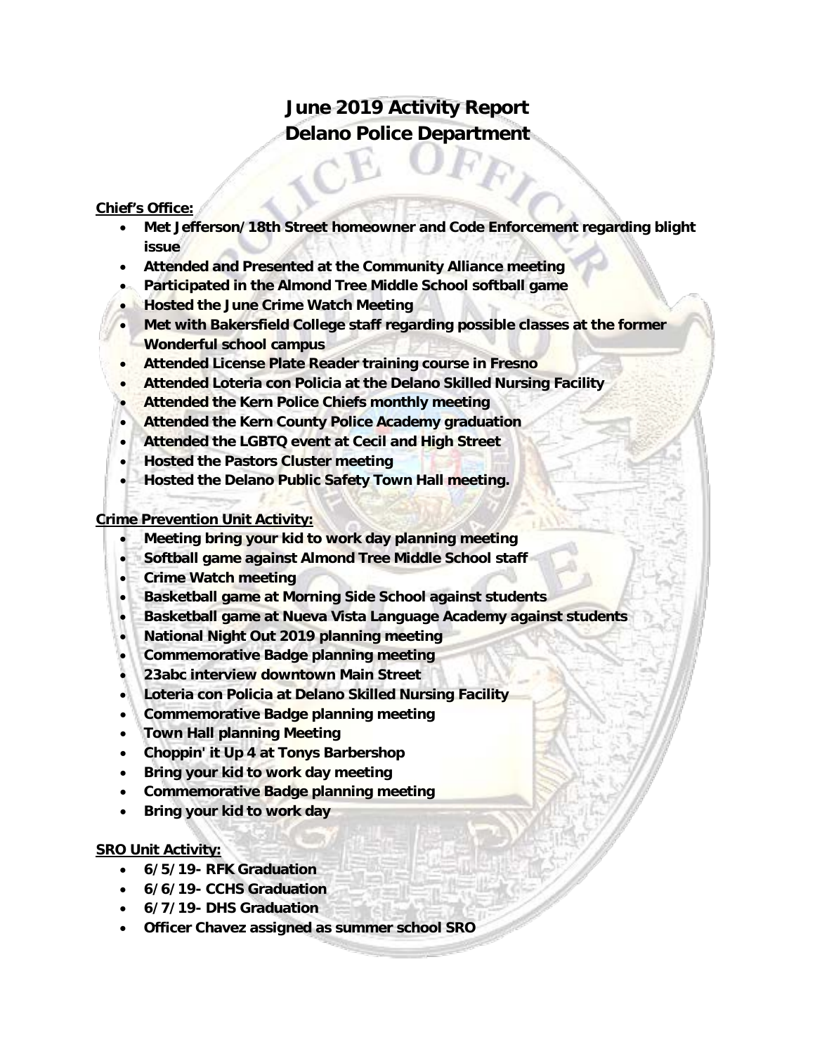# June 2019 Activity Report
# Delano Police Department

**Chief's Office:**

- **Met Jefferson/18th Street homeowner and Code Enforcement regarding blight issue**
- **Attended and Presented at the Community Alliance meeting**
- **Participated in the Almond Tree Middle School softball game**
- **Hosted the June Crime Watch Meeting**
- **Met with Bakersfield College staff regarding possible classes at the former Wonderful school campus**
- **Attended License Plate Reader training course in Fresno**
- **Attended Loteria con Policia at the Delano Skilled Nursing Facility**
- **Attended the Kern Police Chiefs monthly meeting**
- **Attended the Kern County Police Academy graduation**
- **Attended the LGBTQ event at Cecil and High Street**
- **Hosted the Pastors Cluster meeting**
- **Hosted the Delano Public Safety Town Hall meeting.**

**Crime Prevention Unit Activity:**

- **Meeting bring your kid to work day planning meeting**
- **Softball game against Almond Tree Middle School staff**
- **Crime Watch meeting**
- **Basketball game at Morning Side School against students**
- **Basketball game at Nueva Vista Language Academy against students**
- **National Night Out 2019 planning meeting**
- **Commemorative Badge planning meeting**
- **23abc interview downtown Main Street**
- **Loteria con Policia at Delano Skilled Nursing Facility**
- **Commemorative Badge planning meeting**
- **Town Hall planning Meeting**
- **Choppin' it Up 4 at Tonys Barbershop**
- **Bring your kid to work day meeting**
- **Commemorative Badge planning meeting**
- **Bring your kid to work day**

**SRO Unit Activity:**

- **6/5/19- RFK Graduation**
- **6/6/19- CCHS Graduation**
- **6/7/19- DHS Graduation**
- **Officer Chavez assigned as summer school SRO**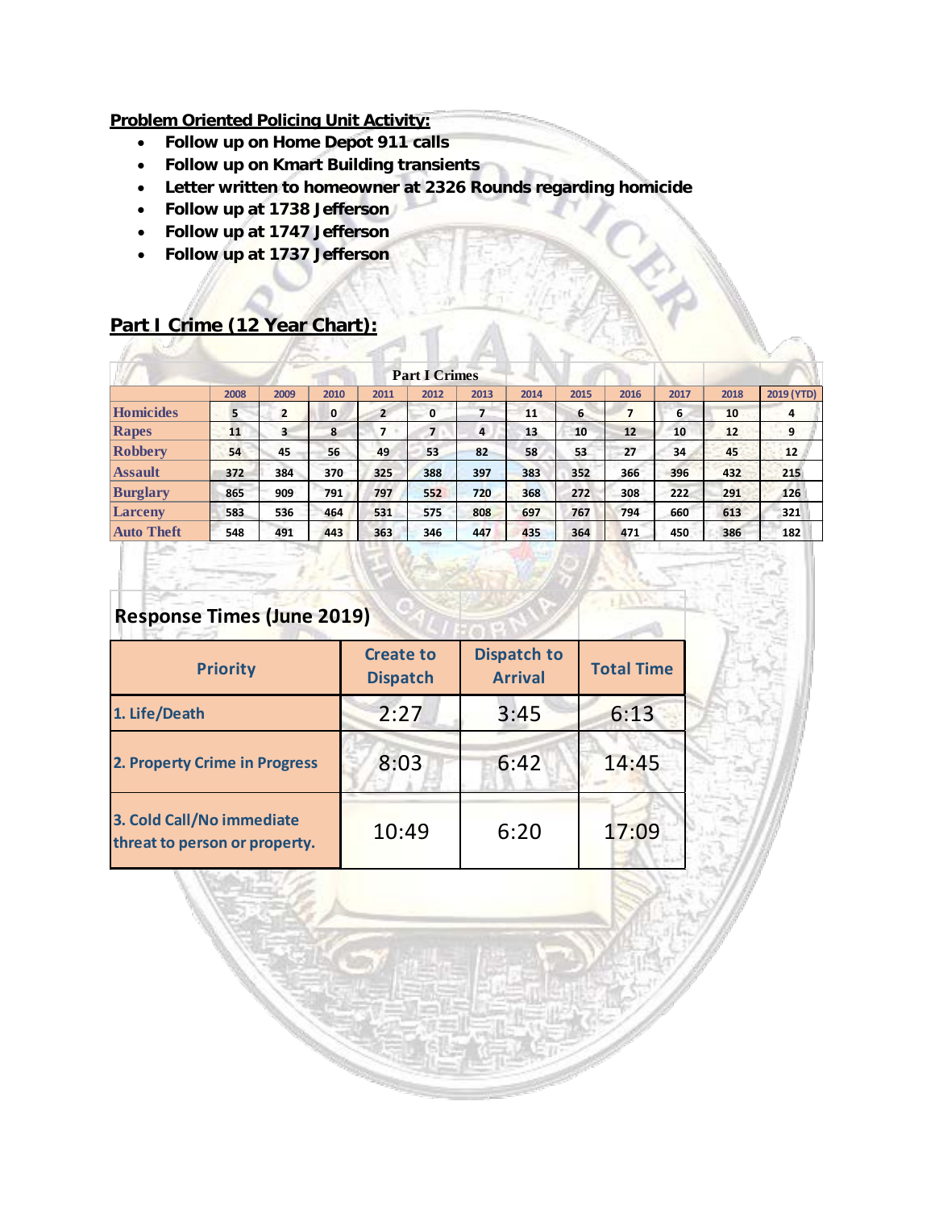**Problem Oriented Policing Unit Activity:**

- **Follow up on Home Depot 911 calls**
- **Follow up on Kmart Building transients**
- **Letter written to homeowner at 2326 Rounds regarding homicide**
- **Follow up at 1738 Jefferson**
- **Follow up at 1747 Jefferson**
- **Follow up at 1737 Jefferson**

## Part I Crime (12 Year Chart):

**Part I Crimes**

| | 2008 | 2009 | 2010 | 2011 | 2012 | 2013 | 2014 | 2015 | 2016 | 2017 | 2018 | 2019 (YTD) |
|---|---|---|---|---|---|---|---|---|---|---|---|---|
| Homicides | 5 | 2 | 0 | 2 | 0 | 7 | 11 | 6 | 7 | 6 | 10 | 4 |
| Rapes | 11 | 3 | 8 | 7 | 7 | 4 | 13 | 10 | 12 | 10 | 12 | 9 |
| Robbery | 54 | 45 | 56 | 49 | 53 | 82 | 58 | 53 | 27 | 34 | 45 | 12 |
| Assault | 372 | 384 | 370 | 325 | 388 | 397 | 383 | 352 | 366 | 396 | 432 | 215 |
| Burglary | 865 | 909 | 791 | 797 | 552 | 720 | 368 | 272 | 308 | 222 | 291 | 126 |
| Larceny | 583 | 536 | 464 | 531 | 575 | 808 | 697 | 767 | 794 | 660 | 613 | 321 |
| Auto Theft | 548 | 491 | 443 | 363 | 346 | 447 | 435 | 364 | 471 | 450 | 386 | 182 |

## Response Times (June 2019)

| Priority | Create to Dispatch | Dispatch to Arrival | Total Time |
|---|---|---|---|
| 1. Life/Death | 2:27 | 3:45 | 6:13 |
| 2. Property Crime in Progress | 8:03 | 6:42 | 14:45 |
| 3. Cold Call/No immediate threat to person or property. | 10:49 | 6:20 | 17:09 |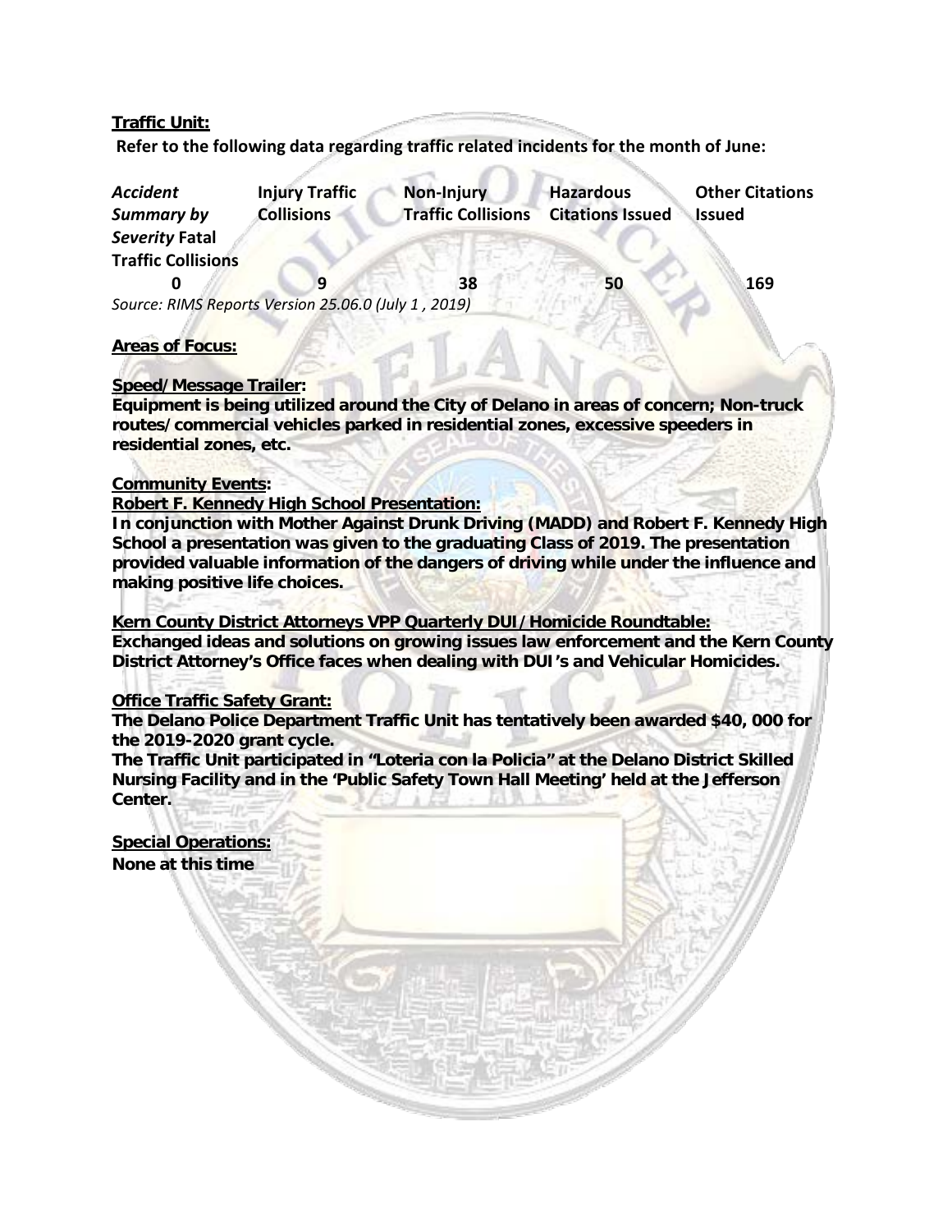**Traffic Unit:**

**Refer to the following data regarding traffic related incidents for the month of June:**

| *Accident Summary by Severity* **Fatal Traffic Collisions** | **Injury Traffic Collisions** | **Non-Injury Traffic Collisions** | **Hazardous Citations Issued** | **Other Citations Issued** |
|---|---|---|---|---|
| **0** | **9** | **38** | **50** | **169** |

*Source: RIMS Reports Version 25.06.0 (July 1 , 2019)*

**Areas of Focus:**

**Speed/Message Trailer:**
**Equipment is being utilized around the City of Delano in areas of concern; Non-truck routes/commercial vehicles parked in residential zones, excessive speeders in residential zones, etc.**

**Community Events:**
**Robert F. Kennedy High School Presentation:**
**In conjunction with Mother Against Drunk Driving (MADD) and Robert F. Kennedy High School a presentation was given to the graduating Class of 2019. The presentation provided valuable information of the dangers of driving while under the influence and making positive life choices.**

**Kern County District Attorneys VPP Quarterly DUI/Homicide Roundtable:**
**Exchanged ideas and solutions on growing issues law enforcement and the Kern County District Attorney's Office faces when dealing with DUI's and Vehicular Homicides.**

**Office Traffic Safety Grant:**
**The Delano Police Department Traffic Unit has tentatively been awarded $40, 000 for the 2019-2020 grant cycle.**
**The Traffic Unit participated in "Loteria con la Policia" at the Delano District Skilled Nursing Facility and in the 'Public Safety Town Hall Meeting' held at the Jefferson Center.**

**Special Operations:**
**None at this time**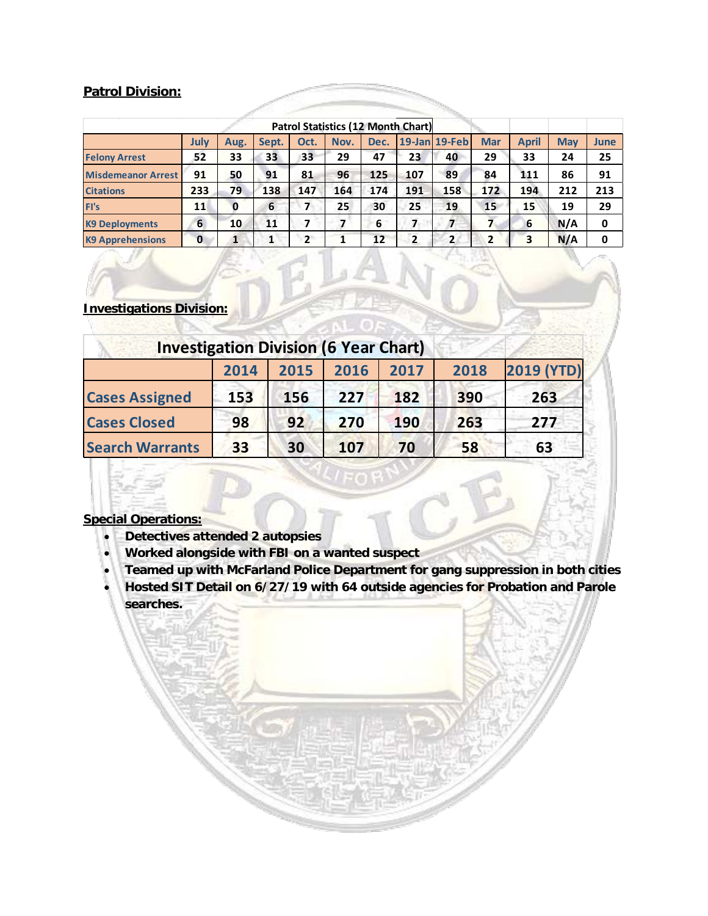**Patrol Division:**

| Patrol Statistics (12 Month Chart) | | | | | | | | | | | | |
|---|---|---|---|---|---|---|---|---|---|---|---|---|
| | July | Aug. | Sept. | Oct. | Nov. | Dec. | 19-Jan | 19-Feb | Mar | April | May | June |
| Felony Arrest | 52 | 33 | 33 | 33 | 29 | 47 | 23 | 40 | 29 | 33 | 24 | 25 |
| Misdemeanor Arrest | 91 | 50 | 91 | 81 | 96 | 125 | 107 | 89 | 84 | 111 | 86 | 91 |
| Citations | 233 | 79 | 138 | 147 | 164 | 174 | 191 | 158 | 172 | 194 | 212 | 213 |
| FI's | 11 | 0 | 6 | 7 | 25 | 30 | 25 | 19 | 15 | 15 | 19 | 29 |
| K9 Deployments | 6 | 10 | 11 | 7 | 7 | 6 | 7 | 7 | 7 | 6 | N/A | 0 |
| K9 Apprehensions | 0 | 1 | 1 | 2 | 1 | 12 | 2 | 2 | 2 | 3 | N/A | 0 |

**Investigations Division:**

| Investigation Division (6 Year Chart) | | | | | | |
|---|---|---|---|---|---|---|
| | 2014 | 2015 | 2016 | 2017 | 2018 | 2019 (YTD) |
| Cases Assigned | 153 | 156 | 227 | 182 | 390 | 263 |
| Cases Closed | 98 | 92 | 270 | 190 | 263 | 277 |
| Search Warrants | 33 | 30 | 107 | 70 | 58 | 63 |

**Special Operations:**

- **Detectives attended 2 autopsies**
- **Worked alongside with FBI on a wanted suspect**
- **Teamed up with McFarland Police Department for gang suppression in both cities**
- **Hosted SIT Detail on 6/27/19 with 64 outside agencies for Probation and Parole searches.**